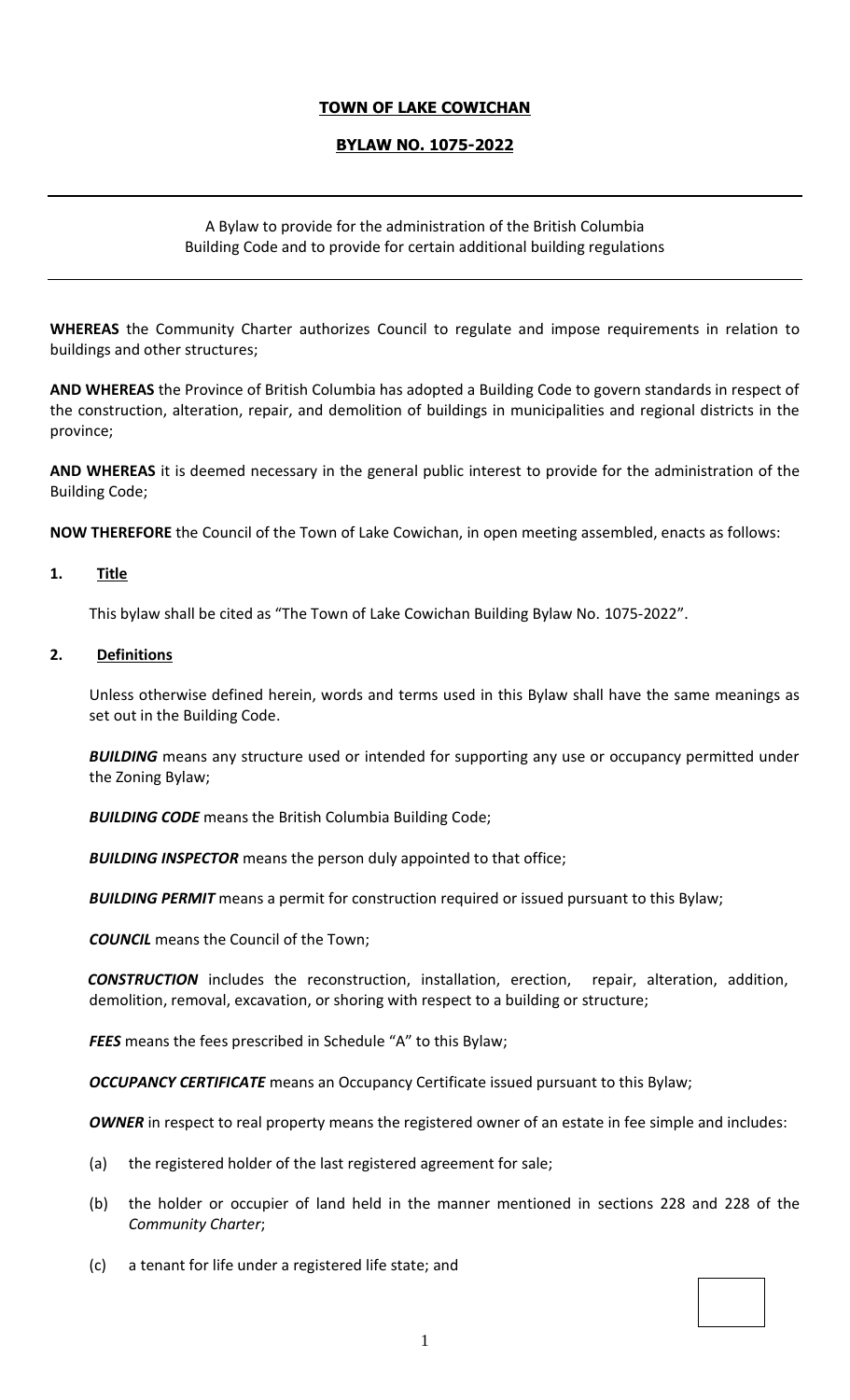# TOWN OF LAKE COWICHAN

## BYLAW NO. 1075-2022

A Bylaw to provide for the administration of the British Columbia Building Code and to provide for certain additional building regulations

**WHEREAS** the Community Charter authorizes Council to regulate and impose requirements in relation to buildings and other structures;

**AND WHEREAS** the Province of British Columbia has adopted a Building Code to govern standards in respect of the construction, alteration, repair, and demolition of buildings in municipalities and regional districts in the province;

**AND WHEREAS** it is deemed necessary in the general public interest to provide for the administration of the Building Code;

**NOW THEREFORE** the Council of the Town of Lake Cowichan, in open meeting assembled, enacts as follows:

**1. Title**

This bylaw shall be cited as "The Town of Lake Cowichan Building Bylaw No. 1075-2022".

**2. Definitions**

Unless otherwise defined herein, words and terms used in this Bylaw shall have the same meanings as set out in the Building Code.

***BUILDING*** means any structure used or intended for supporting any use or occupancy permitted under the Zoning Bylaw;

***BUILDING CODE*** means the British Columbia Building Code;

***BUILDING INSPECTOR*** means the person duly appointed to that office;

***BUILDING PERMIT*** means a permit for construction required or issued pursuant to this Bylaw;

***COUNCIL*** means the Council of the Town;

***CONSTRUCTION*** includes the reconstruction, installation, erection, repair, alteration, addition, demolition, removal, excavation, or shoring with respect to a building or structure;

***FEES*** means the fees prescribed in Schedule "A" to this Bylaw;

***OCCUPANCY CERTIFICATE*** means an Occupancy Certificate issued pursuant to this Bylaw;

***OWNER*** in respect to real property means the registered owner of an estate in fee simple and includes:

(a) the registered holder of the last registered agreement for sale;

(b) the holder or occupier of land held in the manner mentioned in sections 228 and 228 of the *Community Charter*;

(c) a tenant for life under a registered life state; and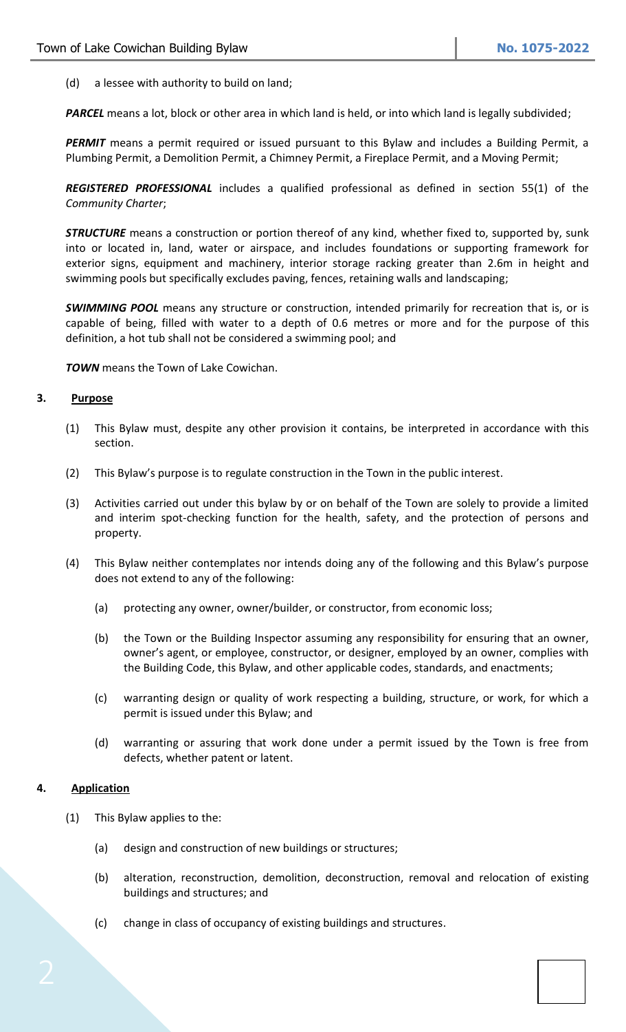(d) a lessee with authority to build on land;

***PARCEL*** means a lot, block or other area in which land is held, or into which land is legally subdivided;

***PERMIT*** means a permit required or issued pursuant to this Bylaw and includes a Building Permit, a Plumbing Permit, a Demolition Permit, a Chimney Permit, a Fireplace Permit, and a Moving Permit;

***REGISTERED PROFESSIONAL*** includes a qualified professional as defined in section 55(1) of the *Community Charter*;

***STRUCTURE*** means a construction or portion thereof of any kind, whether fixed to, supported by, sunk into or located in, land, water or airspace, and includes foundations or supporting framework for exterior signs, equipment and machinery, interior storage racking greater than 2.6m in height and swimming pools but specifically excludes paving, fences, retaining walls and landscaping;

***SWIMMING POOL*** means any structure or construction, intended primarily for recreation that is, or is capable of being, filled with water to a depth of 0.6 metres or more and for the purpose of this definition, a hot tub shall not be considered a swimming pool; and

***TOWN*** means the Town of Lake Cowichan.

## 3. Purpose

(1) This Bylaw must, despite any other provision it contains, be interpreted in accordance with this section.

(2) This Bylaw's purpose is to regulate construction in the Town in the public interest.

(3) Activities carried out under this bylaw by or on behalf of the Town are solely to provide a limited and interim spot-checking function for the health, safety, and the protection of persons and property.

(4) This Bylaw neither contemplates nor intends doing any of the following and this Bylaw's purpose does not extend to any of the following:

   (a) protecting any owner, owner/builder, or constructor, from economic loss;

   (b) the Town or the Building Inspector assuming any responsibility for ensuring that an owner, owner's agent, or employee, constructor, or designer, employed by an owner, complies with the Building Code, this Bylaw, and other applicable codes, standards, and enactments;

   (c) warranting design or quality of work respecting a building, structure, or work, for which a permit is issued under this Bylaw; and

   (d) warranting or assuring that work done under a permit issued by the Town is free from defects, whether patent or latent.

## 4. Application

(1) This Bylaw applies to the:

   (a) design and construction of new buildings or structures;

   (b) alteration, reconstruction, demolition, deconstruction, removal and relocation of existing buildings and structures; and

   (c) change in class of occupancy of existing buildings and structures.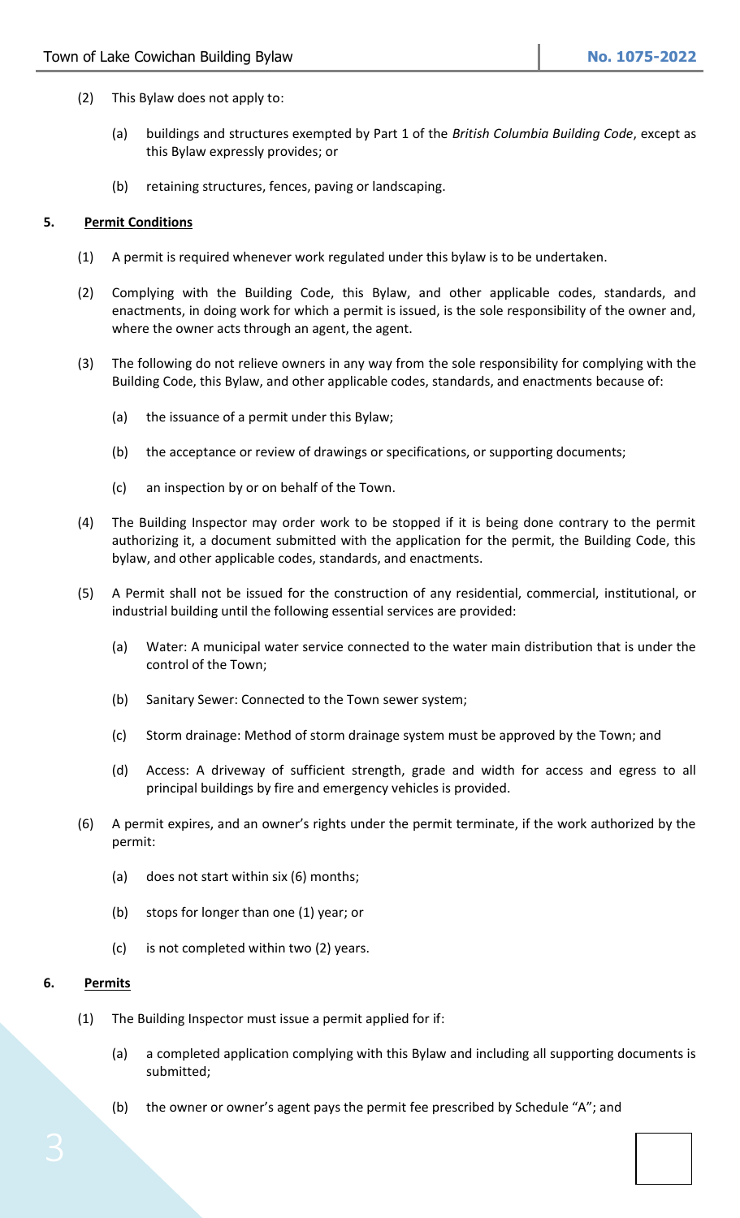(2) This Bylaw does not apply to:

(a) buildings and structures exempted by Part 1 of the *British Columbia Building Code*, except as this Bylaw expressly provides; or

(b) retaining structures, fences, paving or landscaping.

**5. Permit Conditions**

(1) A permit is required whenever work regulated under this bylaw is to be undertaken.

(2) Complying with the Building Code, this Bylaw, and other applicable codes, standards, and enactments, in doing work for which a permit is issued, is the sole responsibility of the owner and, where the owner acts through an agent, the agent.

(3) The following do not relieve owners in any way from the sole responsibility for complying with the Building Code, this Bylaw, and other applicable codes, standards, and enactments because of:

(a) the issuance of a permit under this Bylaw;

(b) the acceptance or review of drawings or specifications, or supporting documents;

(c) an inspection by or on behalf of the Town.

(4) The Building Inspector may order work to be stopped if it is being done contrary to the permit authorizing it, a document submitted with the application for the permit, the Building Code, this bylaw, and other applicable codes, standards, and enactments.

(5) A Permit shall not be issued for the construction of any residential, commercial, institutional, or industrial building until the following essential services are provided:

(a) Water: A municipal water service connected to the water main distribution that is under the control of the Town;

(b) Sanitary Sewer: Connected to the Town sewer system;

(c) Storm drainage: Method of storm drainage system must be approved by the Town; and

(d) Access: A driveway of sufficient strength, grade and width for access and egress to all principal buildings by fire and emergency vehicles is provided.

(6) A permit expires, and an owner's rights under the permit terminate, if the work authorized by the permit:

(a) does not start within six (6) months;

(b) stops for longer than one (1) year; or

(c) is not completed within two (2) years.

**6. Permits**

(1) The Building Inspector must issue a permit applied for if:

(a) a completed application complying with this Bylaw and including all supporting documents is submitted;

(b) the owner or owner's agent pays the permit fee prescribed by Schedule "A"; and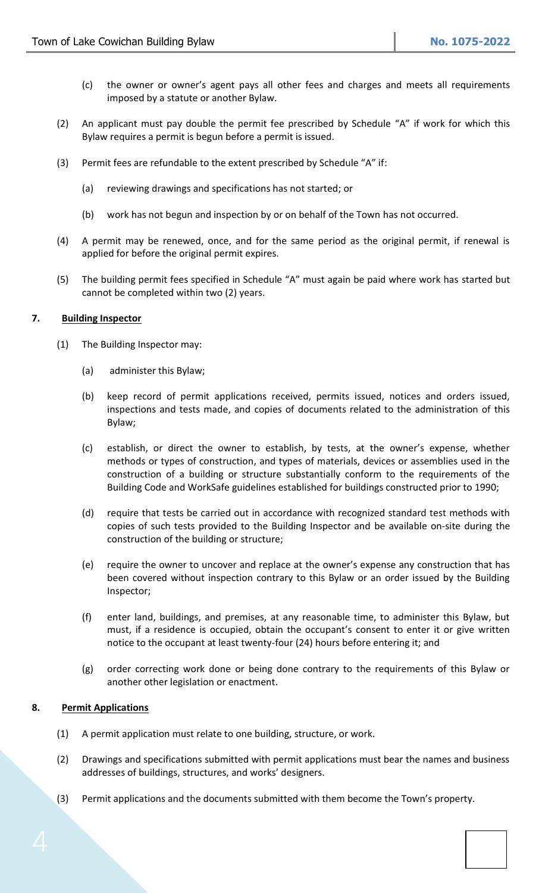(c) the owner or owner's agent pays all other fees and charges and meets all requirements imposed by a statute or another Bylaw.

(2) An applicant must pay double the permit fee prescribed by Schedule "A" if work for which this Bylaw requires a permit is begun before a permit is issued.

(3) Permit fees are refundable to the extent prescribed by Schedule "A" if:

(a) reviewing drawings and specifications has not started; or

(b) work has not begun and inspection by or on behalf of the Town has not occurred.

(4) A permit may be renewed, once, and for the same period as the original permit, if renewal is applied for before the original permit expires.

(5) The building permit fees specified in Schedule "A" must again be paid where work has started but cannot be completed within two (2) years.

## 7. Building Inspector

(1) The Building Inspector may:

(a) administer this Bylaw;

(b) keep record of permit applications received, permits issued, notices and orders issued, inspections and tests made, and copies of documents related to the administration of this Bylaw;

(c) establish, or direct the owner to establish, by tests, at the owner's expense, whether methods or types of construction, and types of materials, devices or assemblies used in the construction of a building or structure substantially conform to the requirements of the Building Code and WorkSafe guidelines established for buildings constructed prior to 1990;

(d) require that tests be carried out in accordance with recognized standard test methods with copies of such tests provided to the Building Inspector and be available on-site during the construction of the building or structure;

(e) require the owner to uncover and replace at the owner's expense any construction that has been covered without inspection contrary to this Bylaw or an order issued by the Building Inspector;

(f) enter land, buildings, and premises, at any reasonable time, to administer this Bylaw, but must, if a residence is occupied, obtain the occupant's consent to enter it or give written notice to the occupant at least twenty-four (24) hours before entering it; and

(g) order correcting work done or being done contrary to the requirements of this Bylaw or another other legislation or enactment.

## 8. Permit Applications

(1) A permit application must relate to one building, structure, or work.

(2) Drawings and specifications submitted with permit applications must bear the names and business addresses of buildings, structures, and works' designers.

(3) Permit applications and the documents submitted with them become the Town's property.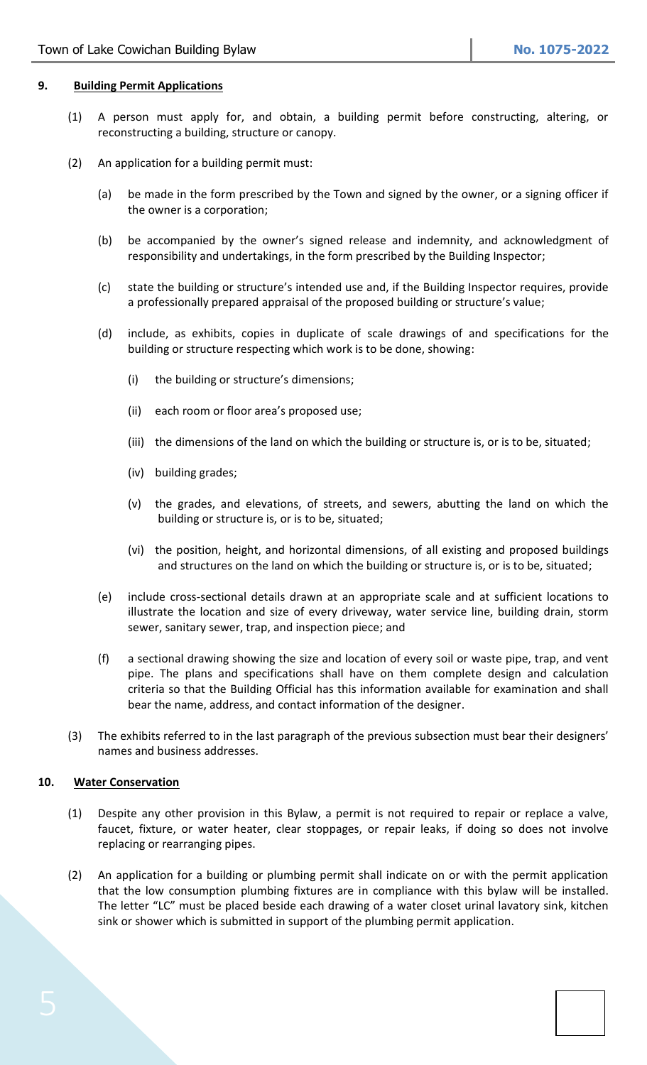## 9. Building Permit Applications

(1) A person must apply for, and obtain, a building permit before constructing, altering, or reconstructing a building, structure or canopy.

(2) An application for a building permit must:

(a) be made in the form prescribed by the Town and signed by the owner, or a signing officer if the owner is a corporation;

(b) be accompanied by the owner's signed release and indemnity, and acknowledgment of responsibility and undertakings, in the form prescribed by the Building Inspector;

(c) state the building or structure's intended use and, if the Building Inspector requires, provide a professionally prepared appraisal of the proposed building or structure's value;

(d) include, as exhibits, copies in duplicate of scale drawings of and specifications for the building or structure respecting which work is to be done, showing:

(i) the building or structure's dimensions;

(ii) each room or floor area's proposed use;

(iii) the dimensions of the land on which the building or structure is, or is to be, situated;

(iv) building grades;

(v) the grades, and elevations, of streets, and sewers, abutting the land on which the building or structure is, or is to be, situated;

(vi) the position, height, and horizontal dimensions, of all existing and proposed buildings and structures on the land on which the building or structure is, or is to be, situated;

(e) include cross-sectional details drawn at an appropriate scale and at sufficient locations to illustrate the location and size of every driveway, water service line, building drain, storm sewer, sanitary sewer, trap, and inspection piece; and

(f) a sectional drawing showing the size and location of every soil or waste pipe, trap, and vent pipe. The plans and specifications shall have on them complete design and calculation criteria so that the Building Official has this information available for examination and shall bear the name, address, and contact information of the designer.

(3) The exhibits referred to in the last paragraph of the previous subsection must bear their designers' names and business addresses.

## 10. Water Conservation

(1) Despite any other provision in this Bylaw, a permit is not required to repair or replace a valve, faucet, fixture, or water heater, clear stoppages, or repair leaks, if doing so does not involve replacing or rearranging pipes.

(2) An application for a building or plumbing permit shall indicate on or with the permit application that the low consumption plumbing fixtures are in compliance with this bylaw will be installed. The letter "LC" must be placed beside each drawing of a water closet urinal lavatory sink, kitchen sink or shower which is submitted in support of the plumbing permit application.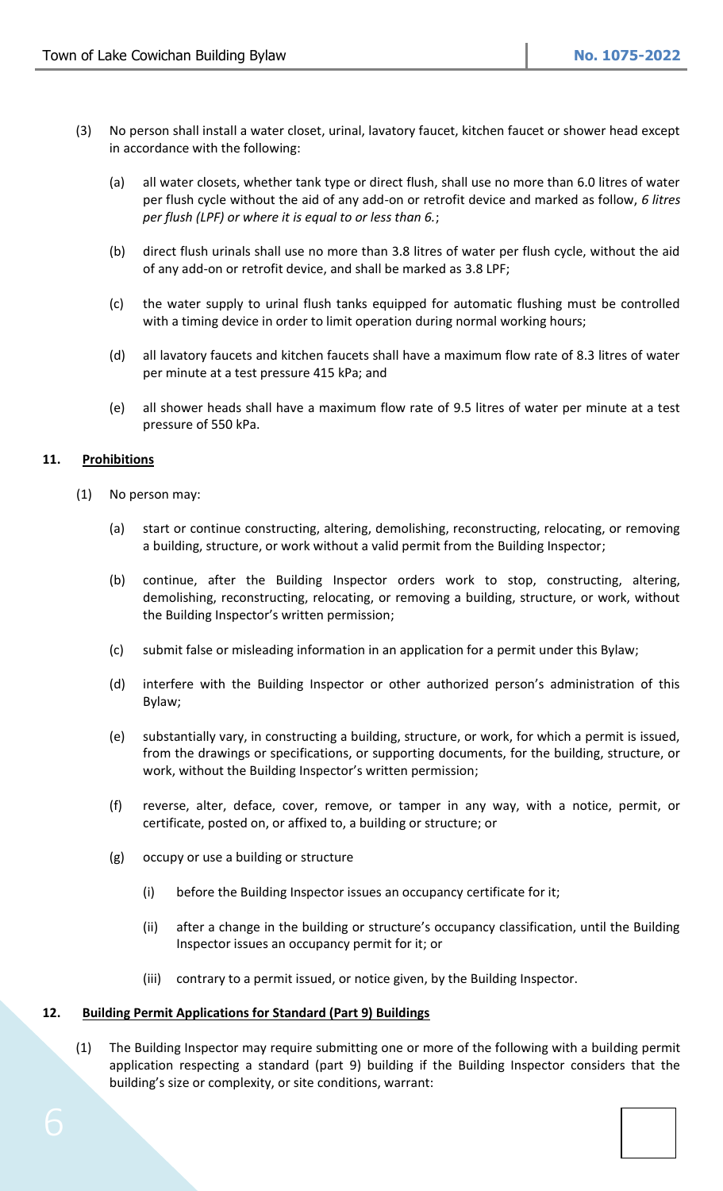(3) No person shall install a water closet, urinal, lavatory faucet, kitchen faucet or shower head except in accordance with the following:

  (a) all water closets, whether tank type or direct flush, shall use no more than 6.0 litres of water per flush cycle without the aid of any add-on or retrofit device and marked as follow, *6 litres per flush (LPF) or where it is equal to or less than 6.*;

  (b) direct flush urinals shall use no more than 3.8 litres of water per flush cycle, without the aid of any add-on or retrofit device, and shall be marked as 3.8 LPF;

  (c) the water supply to urinal flush tanks equipped for automatic flushing must be controlled with a timing device in order to limit operation during normal working hours;

  (d) all lavatory faucets and kitchen faucets shall have a maximum flow rate of 8.3 litres of water per minute at a test pressure 415 kPa; and

  (e) all shower heads shall have a maximum flow rate of 9.5 litres of water per minute at a test pressure of 550 kPa.

## 11. Prohibitions

(1) No person may:

  (a) start or continue constructing, altering, demolishing, reconstructing, relocating, or removing a building, structure, or work without a valid permit from the Building Inspector;

  (b) continue, after the Building Inspector orders work to stop, constructing, altering, demolishing, reconstructing, relocating, or removing a building, structure, or work, without the Building Inspector's written permission;

  (c) submit false or misleading information in an application for a permit under this Bylaw;

  (d) interfere with the Building Inspector or other authorized person's administration of this Bylaw;

  (e) substantially vary, in constructing a building, structure, or work, for which a permit is issued, from the drawings or specifications, or supporting documents, for the building, structure, or work, without the Building Inspector's written permission;

  (f) reverse, alter, deface, cover, remove, or tamper in any way, with a notice, permit, or certificate, posted on, or affixed to, a building or structure; or

  (g) occupy or use a building or structure

    (i) before the Building Inspector issues an occupancy certificate for it;

    (ii) after a change in the building or structure's occupancy classification, until the Building Inspector issues an occupancy permit for it; or

    (iii) contrary to a permit issued, or notice given, by the Building Inspector.

## 12. Building Permit Applications for Standard (Part 9) Buildings

(1) The Building Inspector may require submitting one or more of the following with a building permit application respecting a standard (part 9) building if the Building Inspector considers that the building's size or complexity, or site conditions, warrant: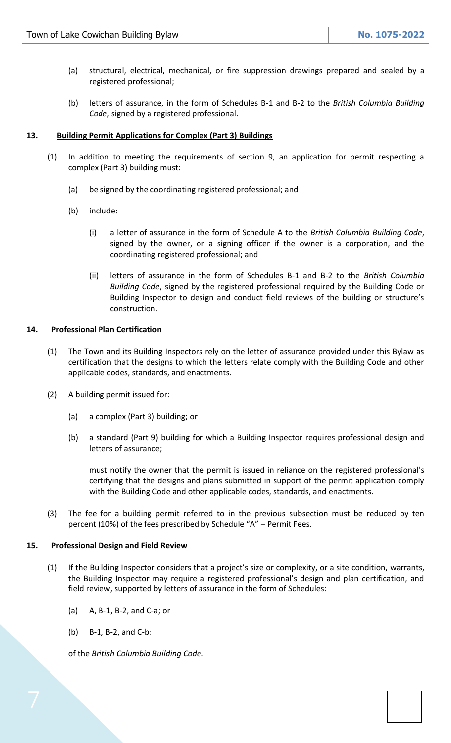(a) structural, electrical, mechanical, or fire suppression drawings prepared and sealed by a registered professional;

(b) letters of assurance, in the form of Schedules B-1 and B-2 to the *British Columbia Building Code*, signed by a registered professional.

## 13. Building Permit Applications for Complex (Part 3) Buildings

(1) In addition to meeting the requirements of section 9, an application for permit respecting a complex (Part 3) building must:

(a) be signed by the coordinating registered professional; and

(b) include:

(i) a letter of assurance in the form of Schedule A to the *British Columbia Building Code*, signed by the owner, or a signing officer if the owner is a corporation, and the coordinating registered professional; and

(ii) letters of assurance in the form of Schedules B-1 and B-2 to the *British Columbia Building Code*, signed by the registered professional required by the Building Code or Building Inspector to design and conduct field reviews of the building or structure's construction.

## 14. Professional Plan Certification

(1) The Town and its Building Inspectors rely on the letter of assurance provided under this Bylaw as certification that the designs to which the letters relate comply with the Building Code and other applicable codes, standards, and enactments.

(2) A building permit issued for:

(a) a complex (Part 3) building; or

(b) a standard (Part 9) building for which a Building Inspector requires professional design and letters of assurance;

must notify the owner that the permit is issued in reliance on the registered professional's certifying that the designs and plans submitted in support of the permit application comply with the Building Code and other applicable codes, standards, and enactments.

(3) The fee for a building permit referred to in the previous subsection must be reduced by ten percent (10%) of the fees prescribed by Schedule "A" – Permit Fees.

## 15. Professional Design and Field Review

(1) If the Building Inspector considers that a project's size or complexity, or a site condition, warrants, the Building Inspector may require a registered professional's design and plan certification, and field review, supported by letters of assurance in the form of Schedules:

(a) A, B-1, B-2, and C-a; or

(b) B-1, B-2, and C-b;

of the *British Columbia Building Code*.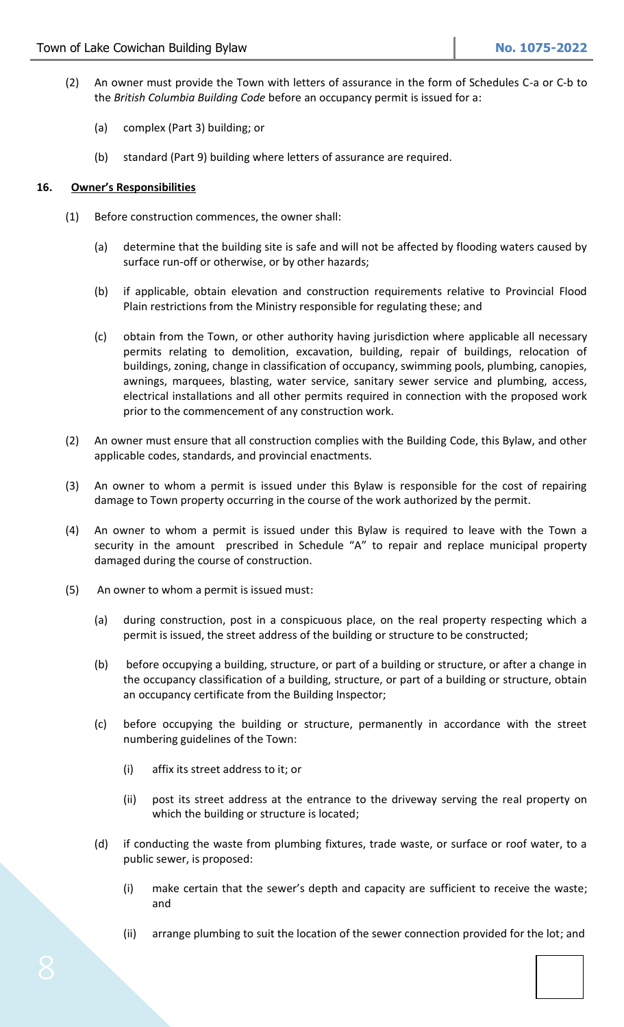(2) An owner must provide the Town with letters of assurance in the form of Schedules C-a or C-b to the *British Columbia Building Code* before an occupancy permit is issued for a:

  (a) complex (Part 3) building; or

  (b) standard (Part 9) building where letters of assurance are required.

**16. Owner's Responsibilities**

(1) Before construction commences, the owner shall:

  (a) determine that the building site is safe and will not be affected by flooding waters caused by surface run-off or otherwise, or by other hazards;

  (b) if applicable, obtain elevation and construction requirements relative to Provincial Flood Plain restrictions from the Ministry responsible for regulating these; and

  (c) obtain from the Town, or other authority having jurisdiction where applicable all necessary permits relating to demolition, excavation, building, repair of buildings, relocation of buildings, zoning, change in classification of occupancy, swimming pools, plumbing, canopies, awnings, marquees, blasting, water service, sanitary sewer service and plumbing, access, electrical installations and all other permits required in connection with the proposed work prior to the commencement of any construction work.

(2) An owner must ensure that all construction complies with the Building Code, this Bylaw, and other applicable codes, standards, and provincial enactments.

(3) An owner to whom a permit is issued under this Bylaw is responsible for the cost of repairing damage to Town property occurring in the course of the work authorized by the permit.

(4) An owner to whom a permit is issued under this Bylaw is required to leave with the Town a security in the amount prescribed in Schedule "A" to repair and replace municipal property damaged during the course of construction.

(5) An owner to whom a permit is issued must:

  (a) during construction, post in a conspicuous place, on the real property respecting which a permit is issued, the street address of the building or structure to be constructed;

  (b) before occupying a building, structure, or part of a building or structure, or after a change in the occupancy classification of a building, structure, or part of a building or structure, obtain an occupancy certificate from the Building Inspector;

  (c) before occupying the building or structure, permanently in accordance with the street numbering guidelines of the Town:

    (i) affix its street address to it; or

    (ii) post its street address at the entrance to the driveway serving the real property on which the building or structure is located;

  (d) if conducting the waste from plumbing fixtures, trade waste, or surface or roof water, to a public sewer, is proposed:

    (i) make certain that the sewer's depth and capacity are sufficient to receive the waste; and

    (ii) arrange plumbing to suit the location of the sewer connection provided for the lot; and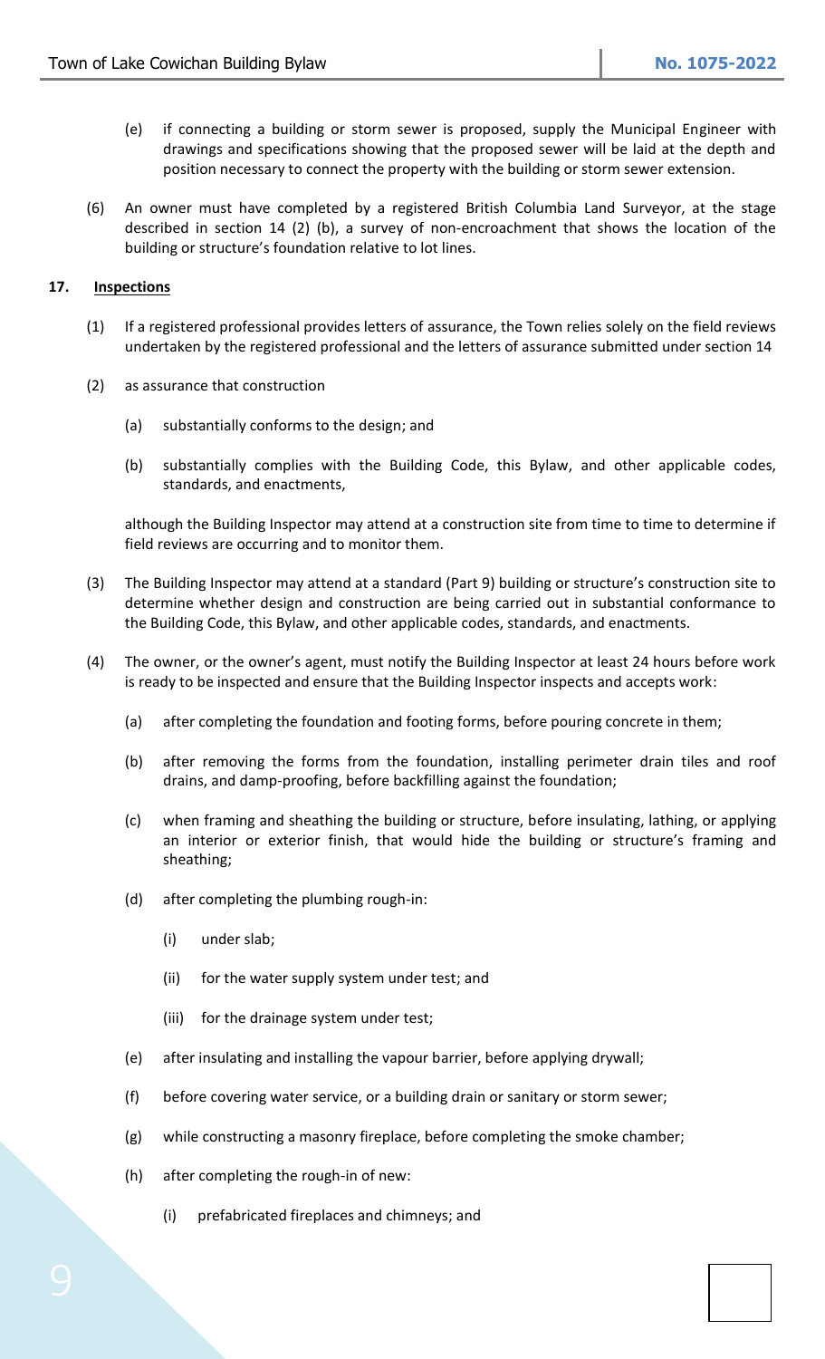(e) if connecting a building or storm sewer is proposed, supply the Municipal Engineer with drawings and specifications showing that the proposed sewer will be laid at the depth and position necessary to connect the property with the building or storm sewer extension.

(6) An owner must have completed by a registered British Columbia Land Surveyor, at the stage described in section 14 (2) (b), a survey of non-encroachment that shows the location of the building or structure's foundation relative to lot lines.

**17. <u>Inspections</u>**

(1) If a registered professional provides letters of assurance, the Town relies solely on the field reviews undertaken by the registered professional and the letters of assurance submitted under section 14

(2) as assurance that construction

(a) substantially conforms to the design; and

(b) substantially complies with the Building Code, this Bylaw, and other applicable codes, standards, and enactments,

although the Building Inspector may attend at a construction site from time to time to determine if field reviews are occurring and to monitor them.

(3) The Building Inspector may attend at a standard (Part 9) building or structure's construction site to determine whether design and construction are being carried out in substantial conformance to the Building Code, this Bylaw, and other applicable codes, standards, and enactments.

(4) The owner, or the owner's agent, must notify the Building Inspector at least 24 hours before work is ready to be inspected and ensure that the Building Inspector inspects and accepts work:

(a) after completing the foundation and footing forms, before pouring concrete in them;

(b) after removing the forms from the foundation, installing perimeter drain tiles and roof drains, and damp-proofing, before backfilling against the foundation;

(c) when framing and sheathing the building or structure, before insulating, lathing, or applying an interior or exterior finish, that would hide the building or structure's framing and sheathing;

(d) after completing the plumbing rough-in:

(i) under slab;

(ii) for the water supply system under test; and

(iii) for the drainage system under test;

(e) after insulating and installing the vapour barrier, before applying drywall;

(f) before covering water service, or a building drain or sanitary or storm sewer;

(g) while constructing a masonry fireplace, before completing the smoke chamber;

(h) after completing the rough-in of new:

(i) prefabricated fireplaces and chimneys; and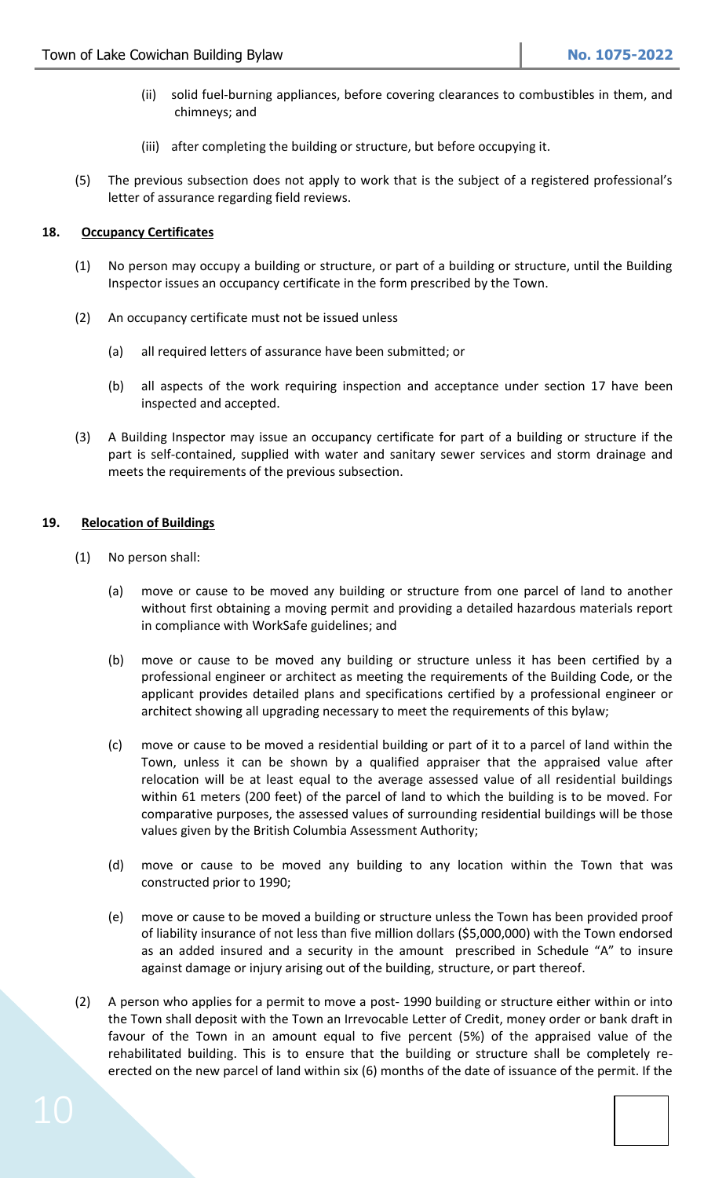(ii) solid fuel-burning appliances, before covering clearances to combustibles in them, and chimneys; and

(iii) after completing the building or structure, but before occupying it.

(5) The previous subsection does not apply to work that is the subject of a registered professional's letter of assurance regarding field reviews.

**18. Occupancy Certificates**

(1) No person may occupy a building or structure, or part of a building or structure, until the Building Inspector issues an occupancy certificate in the form prescribed by the Town.

(2) An occupancy certificate must not be issued unless

(a) all required letters of assurance have been submitted; or

(b) all aspects of the work requiring inspection and acceptance under section 17 have been inspected and accepted.

(3) A Building Inspector may issue an occupancy certificate for part of a building or structure if the part is self-contained, supplied with water and sanitary sewer services and storm drainage and meets the requirements of the previous subsection.

**19. Relocation of Buildings**

(1) No person shall:

(a) move or cause to be moved any building or structure from one parcel of land to another without first obtaining a moving permit and providing a detailed hazardous materials report in compliance with WorkSafe guidelines; and

(b) move or cause to be moved any building or structure unless it has been certified by a professional engineer or architect as meeting the requirements of the Building Code, or the applicant provides detailed plans and specifications certified by a professional engineer or architect showing all upgrading necessary to meet the requirements of this bylaw;

(c) move or cause to be moved a residential building or part of it to a parcel of land within the Town, unless it can be shown by a qualified appraiser that the appraised value after relocation will be at least equal to the average assessed value of all residential buildings within 61 meters (200 feet) of the parcel of land to which the building is to be moved. For comparative purposes, the assessed values of surrounding residential buildings will be those values given by the British Columbia Assessment Authority;

(d) move or cause to be moved any building to any location within the Town that was constructed prior to 1990;

(e) move or cause to be moved a building or structure unless the Town has been provided proof of liability insurance of not less than five million dollars ($5,000,000) with the Town endorsed as an added insured and a security in the amount prescribed in Schedule "A" to insure against damage or injury arising out of the building, structure, or part thereof.

(2) A person who applies for a permit to move a post- 1990 building or structure either within or into the Town shall deposit with the Town an Irrevocable Letter of Credit, money order or bank draft in favour of the Town in an amount equal to five percent (5%) of the appraised value of the rehabilitated building. This is to ensure that the building or structure shall be completely re-erected on the new parcel of land within six (6) months of the date of issuance of the permit. If the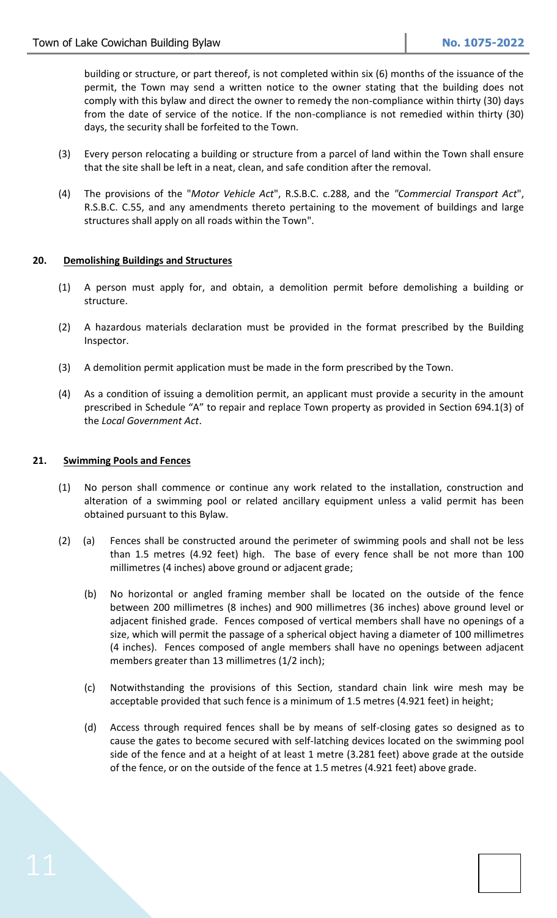building or structure, or part thereof, is not completed within six (6) months of the issuance of the permit, the Town may send a written notice to the owner stating that the building does not comply with this bylaw and direct the owner to remedy the non-compliance within thirty (30) days from the date of service of the notice. If the non-compliance is not remedied within thirty (30) days, the security shall be forfeited to the Town.

(3) Every person relocating a building or structure from a parcel of land within the Town shall ensure that the site shall be left in a neat, clean, and safe condition after the removal.

(4) The provisions of the "*Motor Vehicle Act*", R.S.B.C. c.288, and the *"Commercial Transport Act*", R.S.B.C. C.55, and any amendments thereto pertaining to the movement of buildings and large structures shall apply on all roads within the Town".

## 20. Demolishing Buildings and Structures

(1) A person must apply for, and obtain, a demolition permit before demolishing a building or structure.

(2) A hazardous materials declaration must be provided in the format prescribed by the Building Inspector.

(3) A demolition permit application must be made in the form prescribed by the Town.

(4) As a condition of issuing a demolition permit, an applicant must provide a security in the amount prescribed in Schedule "A" to repair and replace Town property as provided in Section 694.1(3) of the *Local Government Act*.

## 21. Swimming Pools and Fences

(1) No person shall commence or continue any work related to the installation, construction and alteration of a swimming pool or related ancillary equipment unless a valid permit has been obtained pursuant to this Bylaw.

(2) (a) Fences shall be constructed around the perimeter of swimming pools and shall not be less than 1.5 metres (4.92 feet) high. The base of every fence shall be not more than 100 millimetres (4 inches) above ground or adjacent grade;

(b) No horizontal or angled framing member shall be located on the outside of the fence between 200 millimetres (8 inches) and 900 millimetres (36 inches) above ground level or adjacent finished grade. Fences composed of vertical members shall have no openings of a size, which will permit the passage of a spherical object having a diameter of 100 millimetres (4 inches). Fences composed of angle members shall have no openings between adjacent members greater than 13 millimetres (1/2 inch);

(c) Notwithstanding the provisions of this Section, standard chain link wire mesh may be acceptable provided that such fence is a minimum of 1.5 metres (4.921 feet) in height;

(d) Access through required fences shall be by means of self-closing gates so designed as to cause the gates to become secured with self-latching devices located on the swimming pool side of the fence and at a height of at least 1 metre (3.281 feet) above grade at the outside of the fence, or on the outside of the fence at 1.5 metres (4.921 feet) above grade.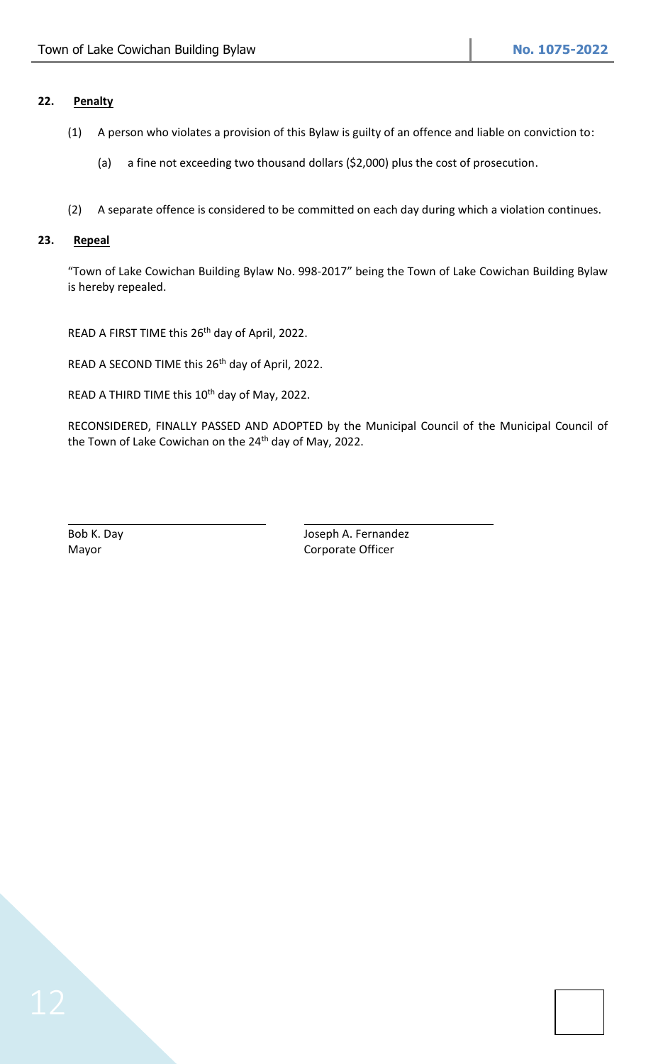## 22. Penalty

(1) A person who violates a provision of this Bylaw is guilty of an offence and liable on conviction to:

(a) a fine not exceeding two thousand dollars ($2,000) plus the cost of prosecution.

(2) A separate offence is considered to be committed on each day during which a violation continues.

## 23. Repeal

"Town of Lake Cowichan Building Bylaw No. 998-2017" being the Town of Lake Cowichan Building Bylaw is hereby repealed.

READ A FIRST TIME this 26th day of April, 2022.

READ A SECOND TIME this 26th day of April, 2022.

READ A THIRD TIME this 10th day of May, 2022.

RECONSIDERED, FINALLY PASSED AND ADOPTED by the Municipal Council of the Municipal Council of the Town of Lake Cowichan on the 24th day of May, 2022.

| | |
|---|---|
| Bob K. Day | Joseph A. Fernandez |
| Mayor | Corporate Officer |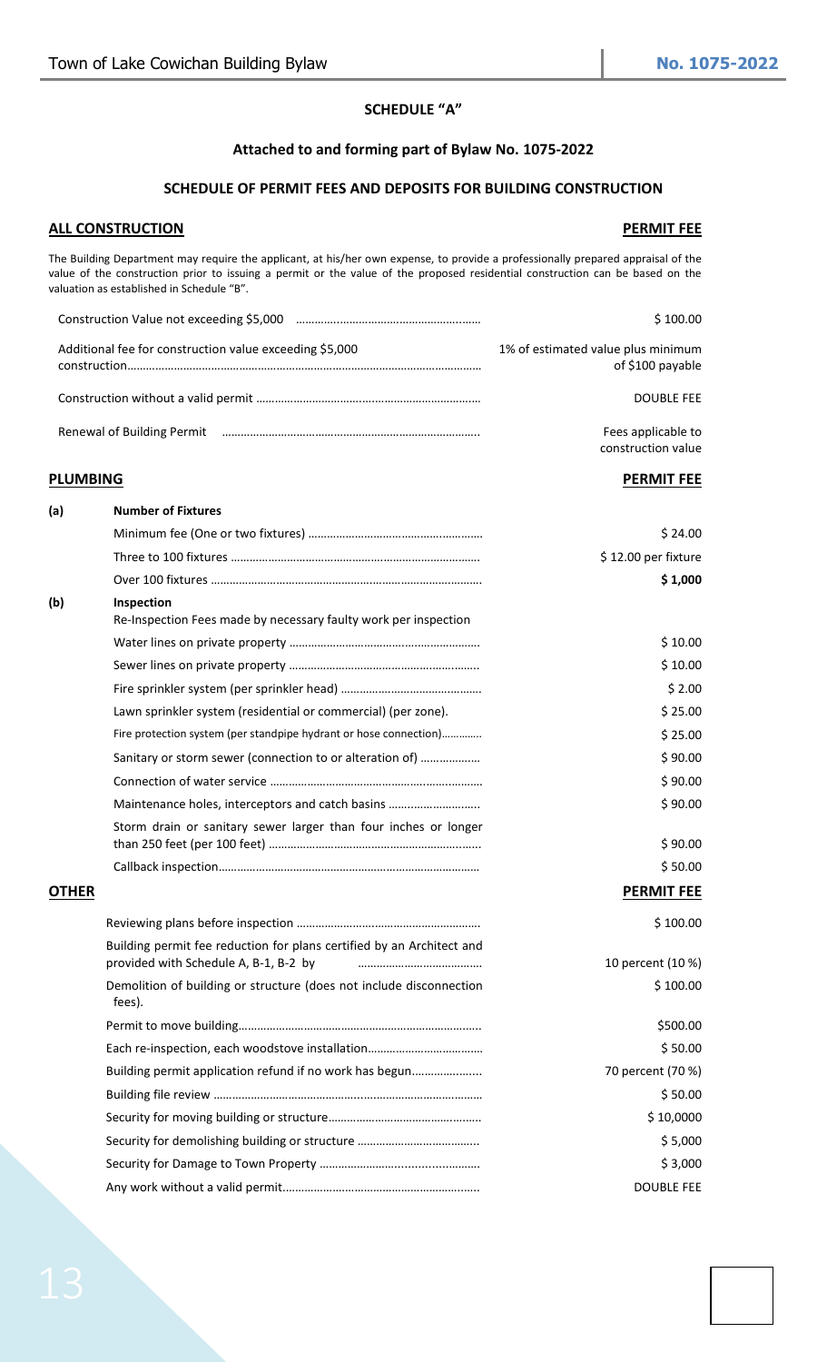**SCHEDULE "A"**

**Attached to and forming part of Bylaw No. 1075-2022**

**SCHEDULE OF PERMIT FEES AND DEPOSITS FOR BUILDING CONSTRUCTION**

| **ALL CONSTRUCTION** | **PERMIT FEE** |
|---|---|

The Building Department may require the applicant, at his/her own expense, to provide a professionally prepared appraisal of the value of the construction prior to issuing a permit or the value of the proposed residential construction can be based on the valuation as established in Schedule "B".

| | |
|---|---|
| Construction Value not exceeding $5,000 | $ 100.00 |
| Additional fee for construction value exceeding $5,000 construction | 1% of estimated value plus minimum of $100 payable |
| Construction without a valid permit | DOUBLE FEE |
| Renewal of Building Permit | Fees applicable to construction value |

| **PLUMBING** | | **PERMIT FEE** |
|---|---|---|
| **(a)** | **Number of Fixtures** | |
| | Minimum fee (One or two fixtures) | $ 24.00 |
| | Three to 100 fixtures | $ 12.00 per fixture |
| | Over 100 fixtures | **$ 1,000** |
| **(b)** | **Inspection** Re-Inspection Fees made by necessary faulty work per inspection | |
| | Water lines on private property | $ 10.00 |
| | Sewer lines on private property | $ 10.00 |
| | Fire sprinkler system (per sprinkler head) | $ 2.00 |
| | Lawn sprinkler system (residential or commercial) (per zone). | $ 25.00 |
| | Fire protection system (per standpipe hydrant or hose connection) | $ 25.00 |
| | Sanitary or storm sewer (connection to or alteration of) | $ 90.00 |
| | Connection of water service | $ 90.00 |
| | Maintenance holes, interceptors and catch basins | $ 90.00 |
| | Storm drain or sanitary sewer larger than four inches or longer than 250 feet (per 100 feet) | $ 90.00 |
| | Callback inspection | $ 50.00 |

| **OTHER** | **PERMIT FEE** |
|---|---|
| Reviewing plans before inspection | $ 100.00 |
| Building permit fee reduction for plans certified by an Architect and provided with Schedule A, B-1, B-2 by | 10 percent (10 %) |
| Demolition of building or structure (does not include disconnection fees). | $ 100.00 |
| Permit to move building | $500.00 |
| Each re-inspection, each woodstove installation | $ 50.00 |
| Building permit application refund if no work has begun | 70 percent (70 %) |
| Building file review | $ 50.00 |
| Security for moving building or structure | $ 10,0000 |
| Security for demolishing building or structure | $ 5,000 |
| Security for Damage to Town Property | $ 3,000 |
| Any work without a valid permit | DOUBLE FEE |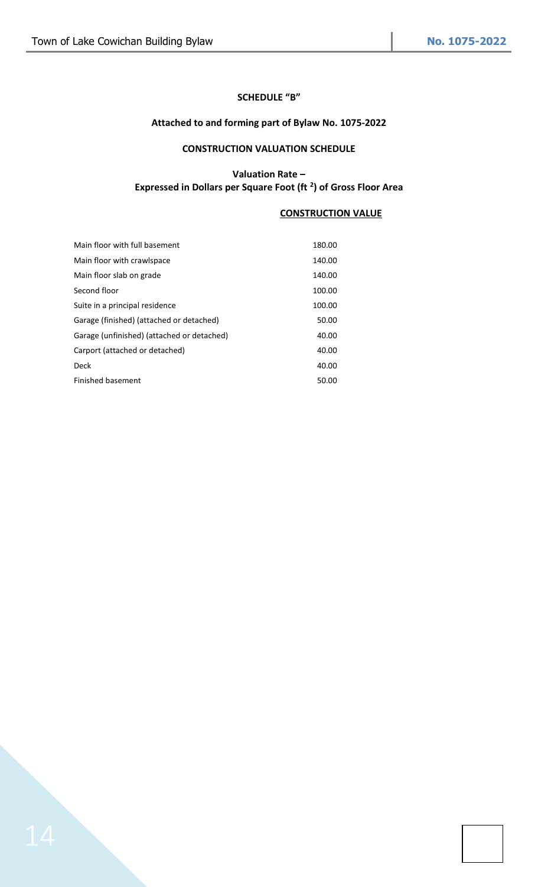**SCHEDULE "B"**

**Attached to and forming part of Bylaw No. 1075-2022**

**CONSTRUCTION VALUATION SCHEDULE**

**Valuation Rate –**
**Expressed in Dollars per Square Foot ($ft^2$) of Gross Floor Area**

| | **CONSTRUCTION VALUE** |
|---|---|
| Main floor with full basement | 180.00 |
| Main floor with crawlspace | 140.00 |
| Main floor slab on grade | 140.00 |
| Second floor | 100.00 |
| Suite in a principal residence | 100.00 |
| Garage (finished) (attached or detached) | 50.00 |
| Garage (unfinished) (attached or detached) | 40.00 |
| Carport (attached or detached) | 40.00 |
| Deck | 40.00 |
| Finished basement | 50.00 |